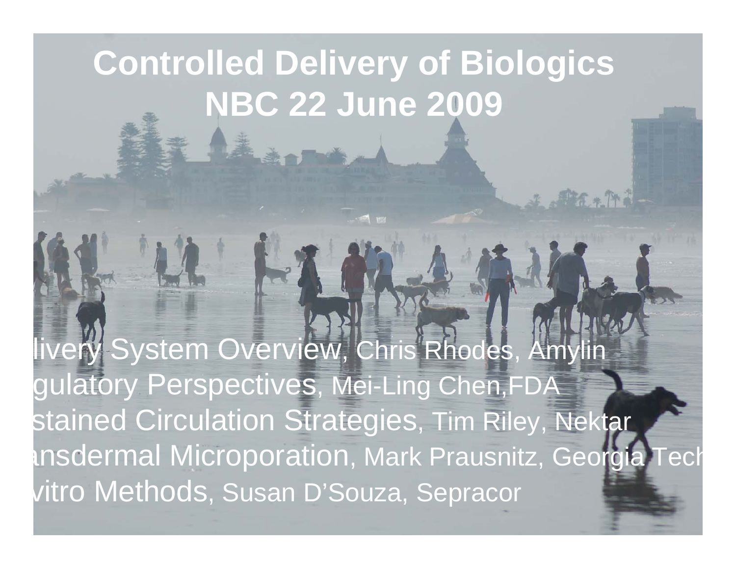# Controlled Delivery of Biologics
# NBC 22 June 2009

livery System Overview, Chris Rhodes, Amylin

gulatory Perspectives, Mei-Ling Chen,FDA

stained Circulation Strategies, Tim Riley, Nektar

ansdermal Microporation, Mark Prausnitz, Georgia Tech

vitro Methods, Susan D'Souza, Sepracor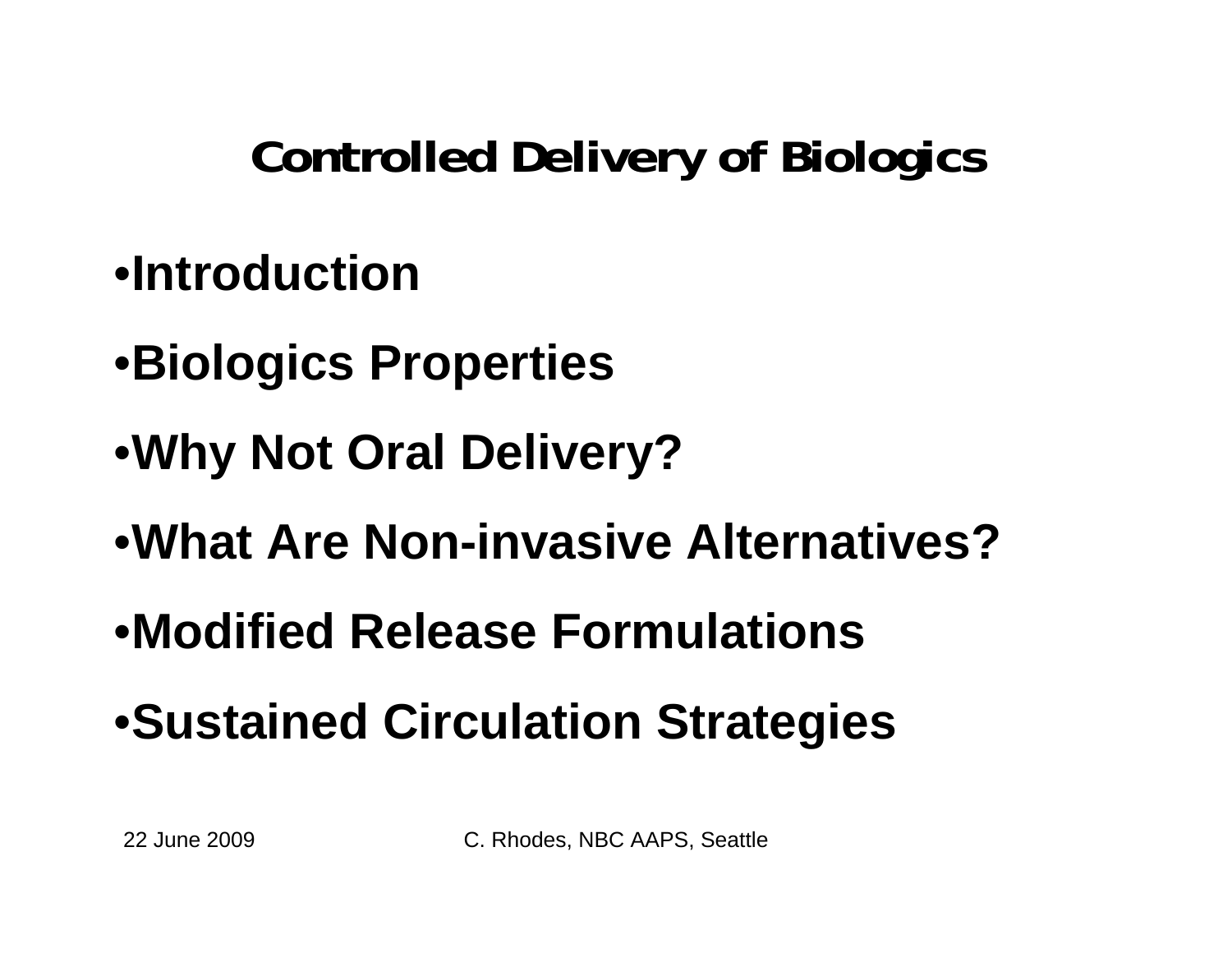# Controlled Delivery of Biologics

- Introduction
- Biologics Properties
- Why Not Oral Delivery?
- What Are Non-invasive Alternatives?
- Modified Release Formulations
- Sustained Circulation Strategies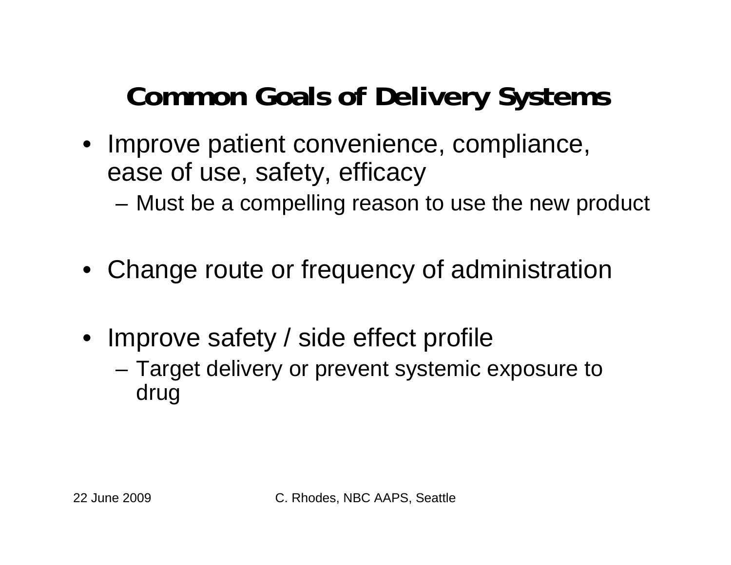# Common Goals of Delivery Systems

- Improve patient convenience, compliance, ease of use, safety, efficacy
  - Must be a compelling reason to use the new product
- Change route or frequency of administration
- Improve safety / side effect profile
  - Target delivery or prevent systemic exposure to drug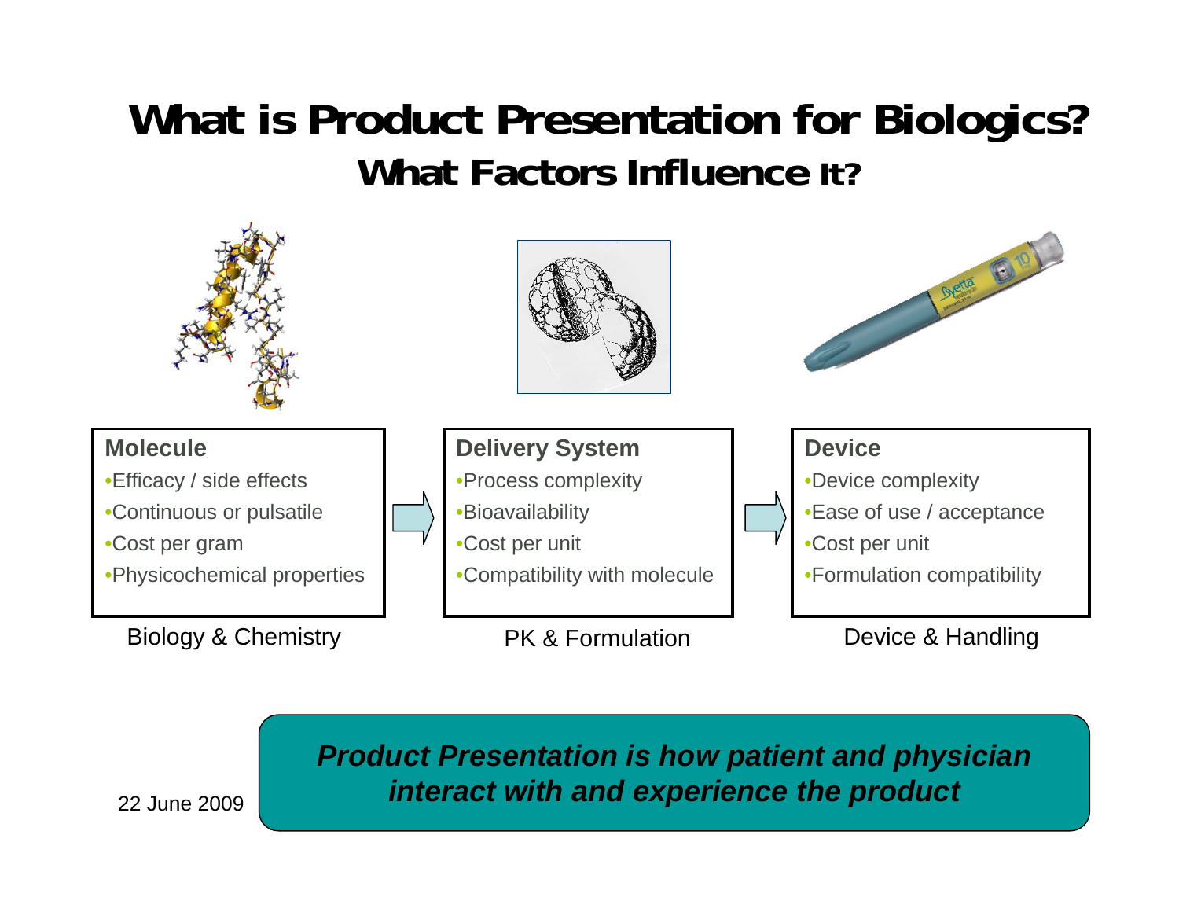# What is Product Presentation for Biologics?
## What Factors Influence It?

**Molecule**
- Efficacy / side effects
- Continuous or pulsatile
- Cost per gram
- Physicochemical properties

Biology & Chemistry

**Delivery System**
- Process complexity
- Bioavailability
- Cost per unit
- Compatibility with molecule

PK & Formulation

**Device**
- Device complexity
- Ease of use / acceptance
- Cost per unit
- Formulation compatibility

Device & Handling

***Product Presentation is how patient and physician interact with and experience the product***

22 June 2009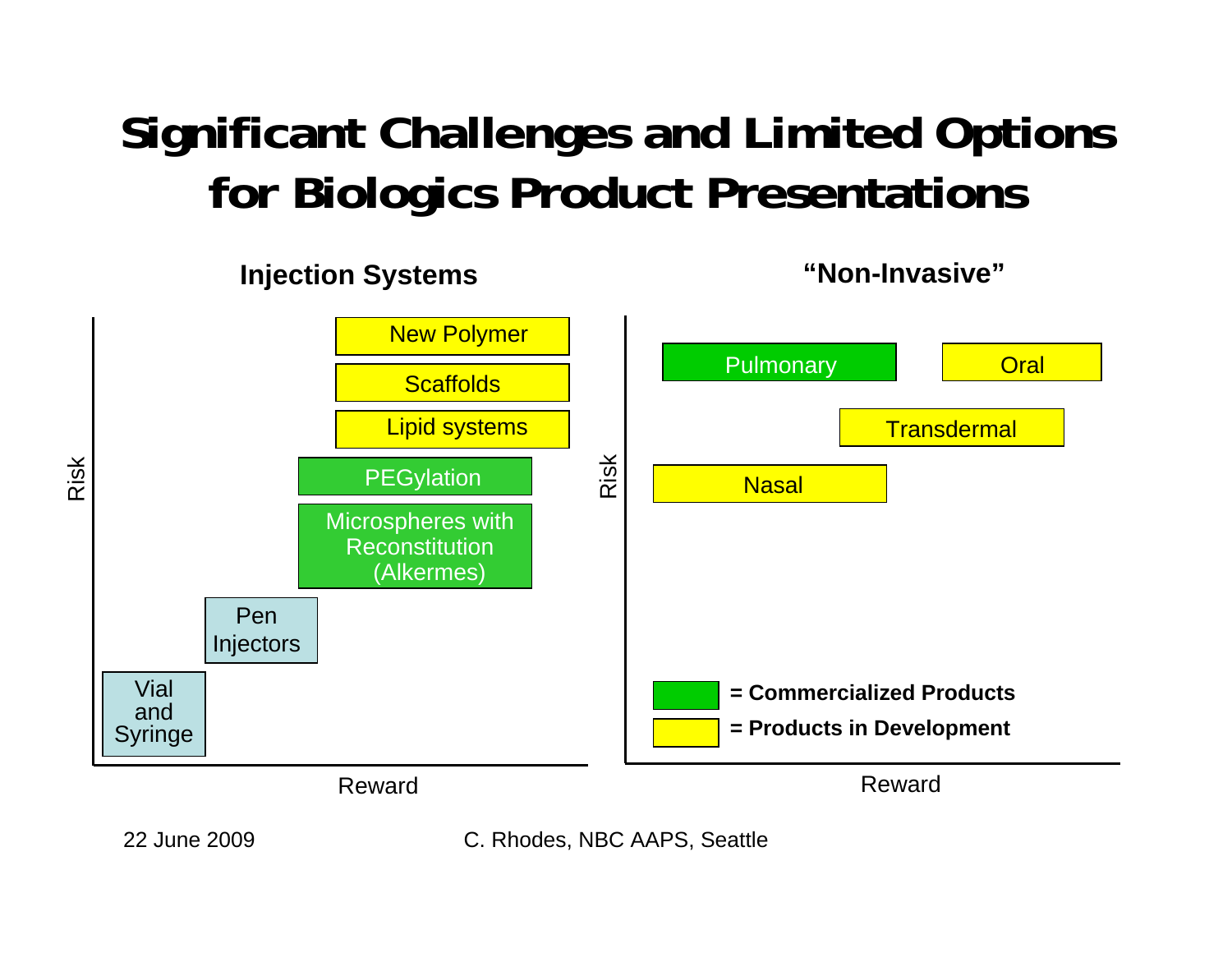# Significant Challenges and Limited Options for Biologics Product Presentations

**Injection Systems**

Risk (vertical axis) vs. Reward (horizontal axis):

- New Polymer
- Scaffolds
- Lipid systems
- PEGylation
- Microspheres with Reconstitution (Alkermes)
- Pen Injectors
- Vial and Syringe

**"Non-Invasive"**

Risk (vertical axis) vs. Reward (horizontal axis):

- Pulmonary
- Oral
- Transdermal
- Nasal

**= Commercialized Products** (green: PEGylation, Microspheres with Reconstitution (Alkermes), Pulmonary)

**= Products in Development** (yellow: New Polymer, Scaffolds, Lipid systems, Oral, Transdermal, Nasal)

22 June 2009 — C. Rhodes, NBC AAPS, Seattle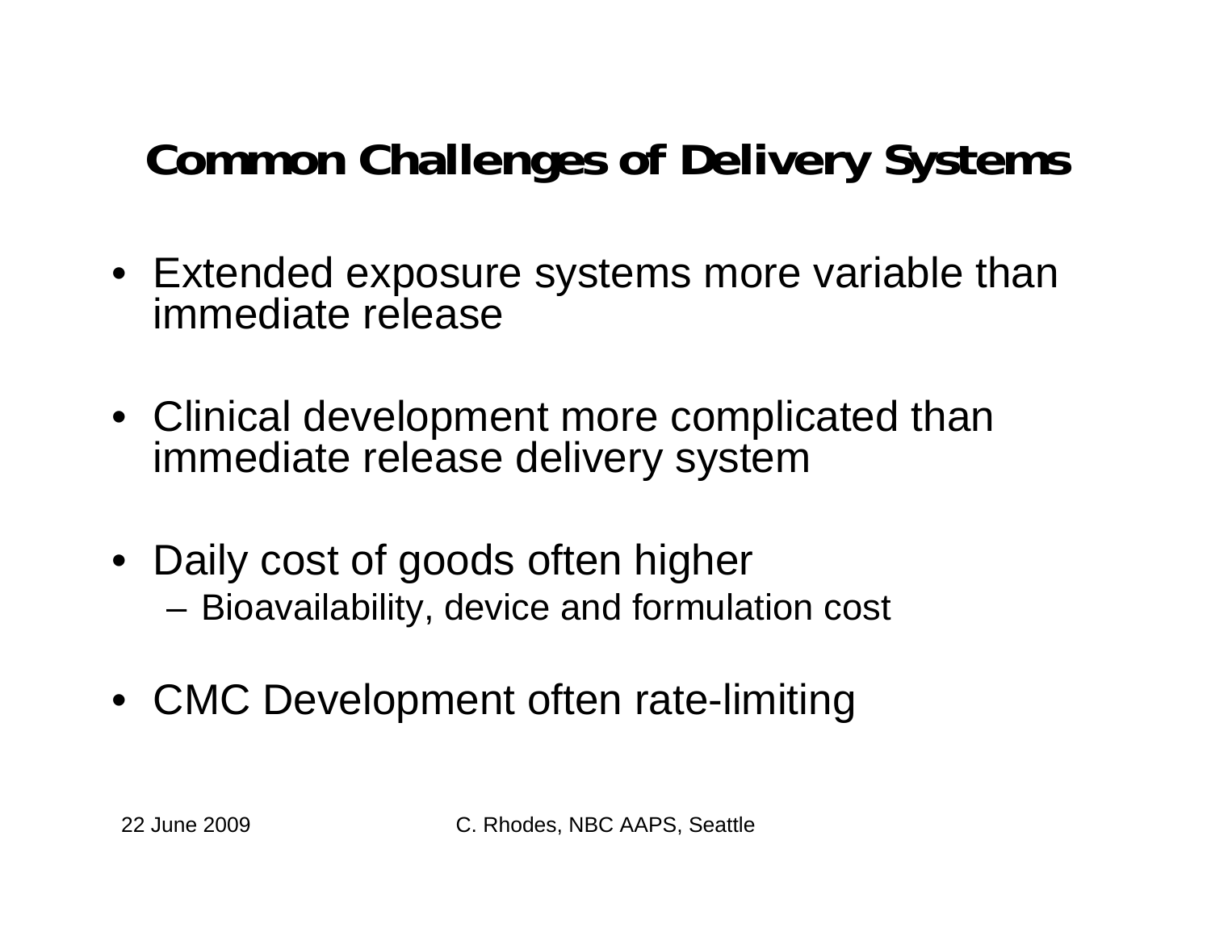# Common Challenges of Delivery Systems

- Extended exposure systems more variable than immediate release
- Clinical development more complicated than immediate release delivery system
- Daily cost of goods often higher
  - Bioavailability, device and formulation cost
- CMC Development often rate-limiting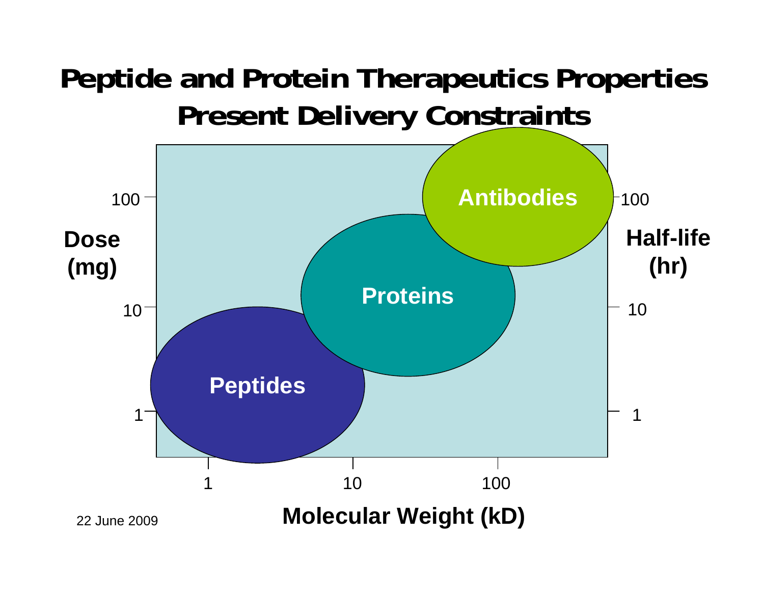# Peptide and Protein Therapeutics Properties Present Delivery Constraints

Dose (mg)

Half-life (hr)

Antibodies

Proteins

Peptides

100

10

1

1

10

100

Molecular Weight (kD)

22 June 2009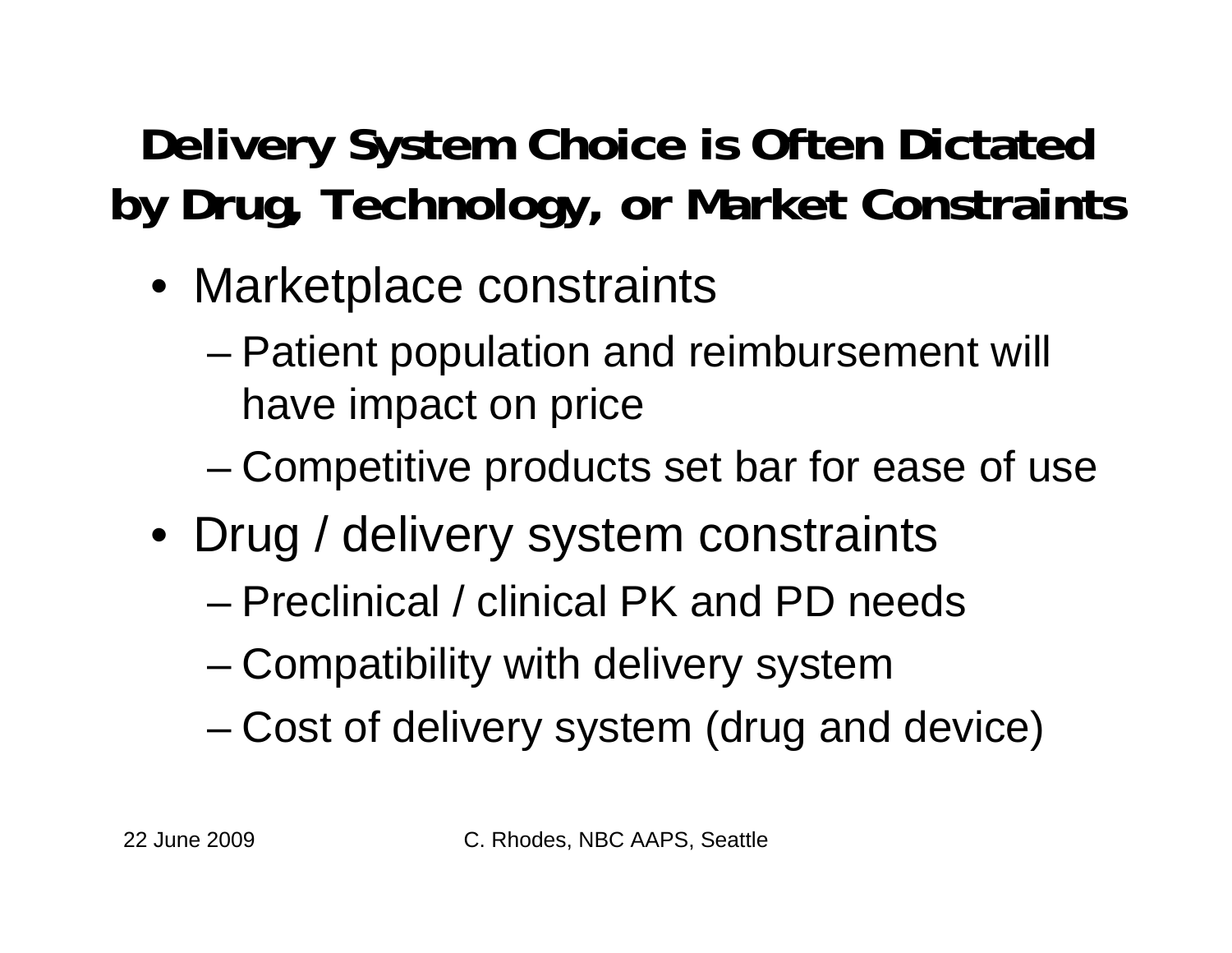# Delivery System Choice is Often Dictated by Drug, Technology, or Market Constraints

- Marketplace constraints
  - Patient population and reimbursement will have impact on price
  - Competitive products set bar for ease of use
- Drug / delivery system constraints
  - Preclinical / clinical PK and PD needs
  - Compatibility with delivery system
  - Cost of delivery system (drug and device)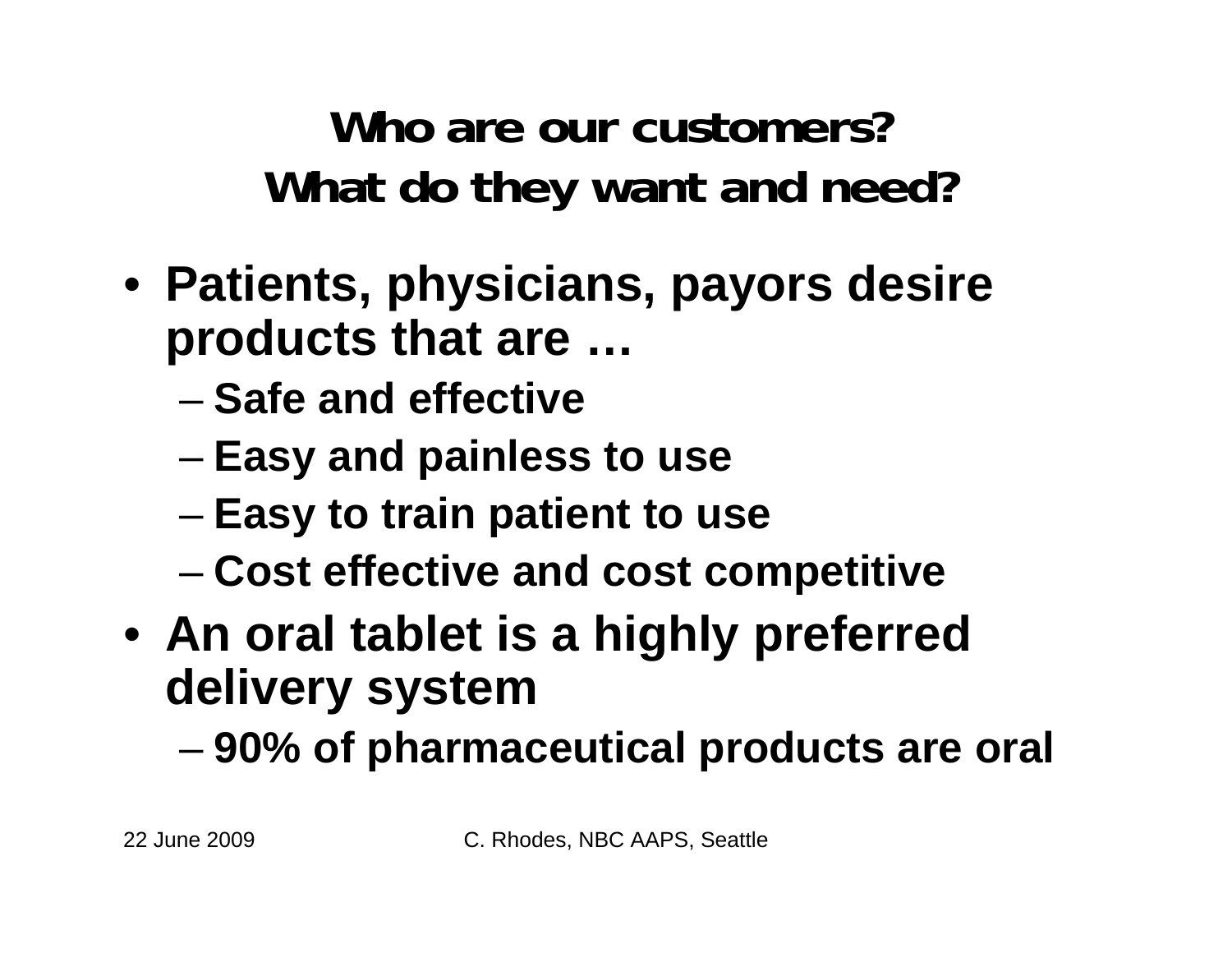# Who are our customers?
# What do they want and need?

- Patients, physicians, payors desire products that are …
  - Safe and effective
  - Easy and painless to use
  - Easy to train patient to use
  - Cost effective and cost competitive
- An oral tablet is a highly preferred delivery system
  - 90% of pharmaceutical products are oral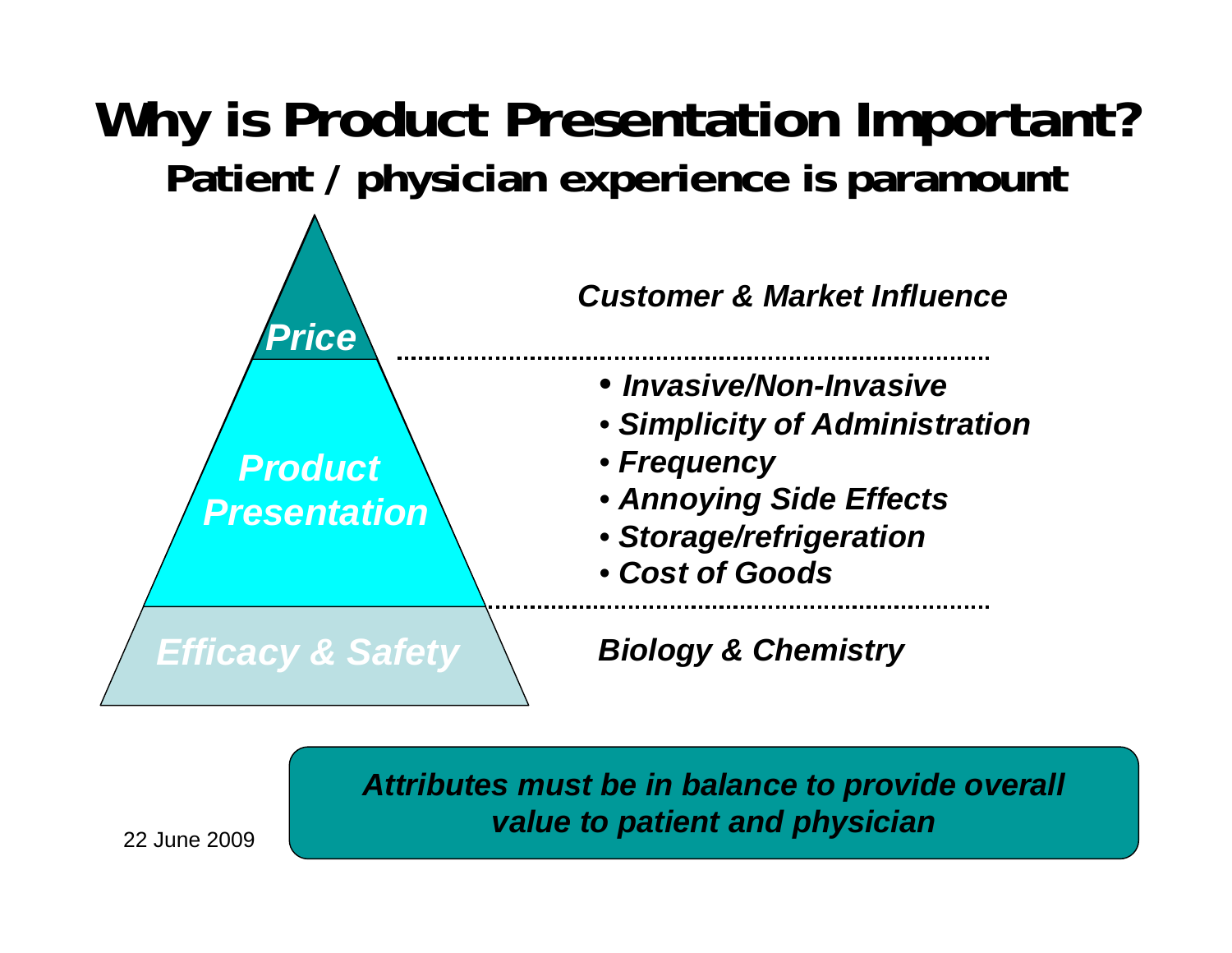# Why is Product Presentation Important?

## Patient / physician experience is paramount

*Price* — *Customer & Market Influence*

*Product Presentation*

- *Invasive/Non-Invasive*
- *Simplicity of Administration*
- *Frequency*
- *Annoying Side Effects*
- *Storage/refrigeration*
- *Cost of Goods*

*Efficacy & Safety* — *Biology & Chemistry*

***Attributes must be in balance to provide overall value to patient and physician***

22 June 2009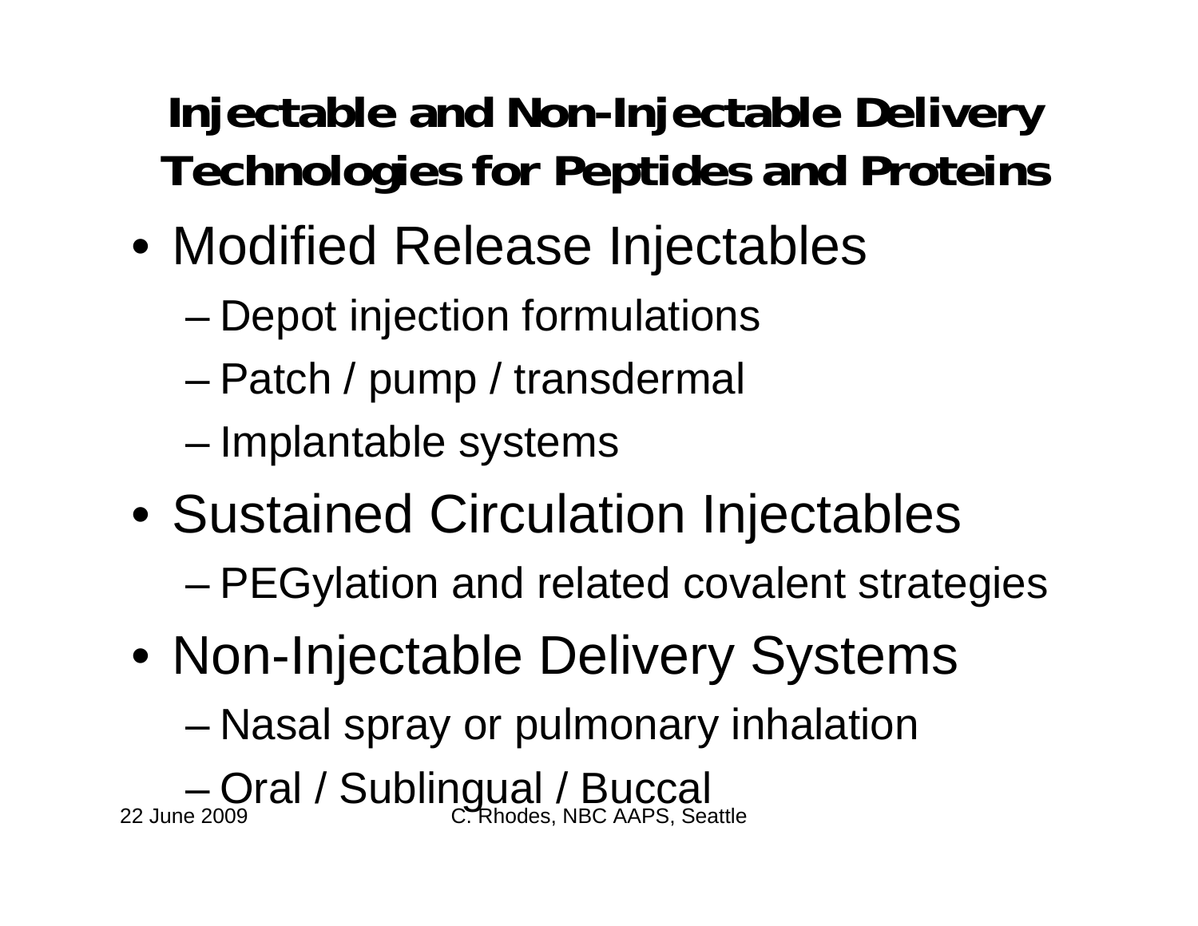## Injectable and Non-Injectable Delivery Technologies for Peptides and Proteins

- Modified Release Injectables
  - Depot injection formulations
  - Patch / pump / transdermal
  - Implantable systems
- Sustained Circulation Injectables
  - PEGylation and related covalent strategies
- Non-Injectable Delivery Systems
  - Nasal spray or pulmonary inhalation
  - Oral / Sublingual / Buccal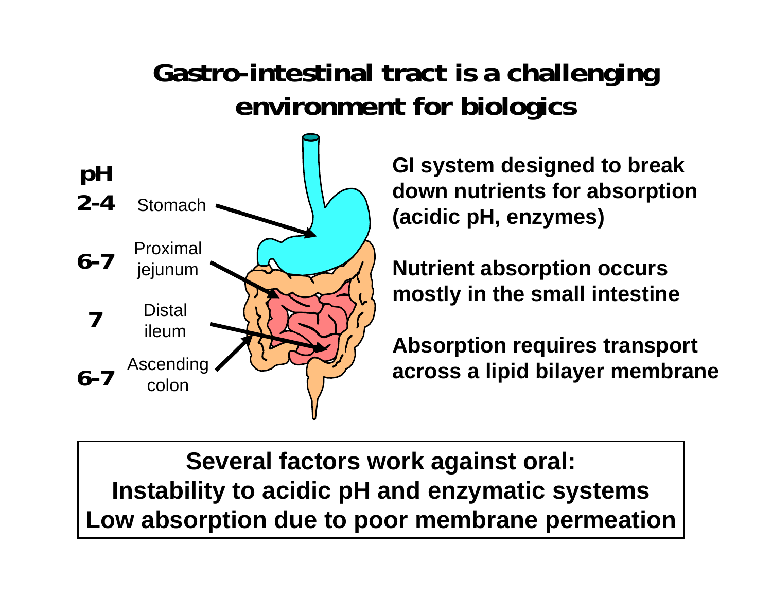# Gastro-intestinal tract is a challenging environment for biologics

| pH | Region |
|---|---|
| 2-4 | Stomach |
| 6-7 | Proximal jejunum |
| 7 | Distal ileum |
| 6-7 | Ascending colon |

**GI system designed to break down nutrients for absorption (acidic pH, enzymes)**

**Nutrient absorption occurs mostly in the small intestine**

**Absorption requires transport across a lipid bilayer membrane**

**Several factors work against oral:**
**Instability to acidic pH and enzymatic systems**
**Low absorption due to poor membrane permeation**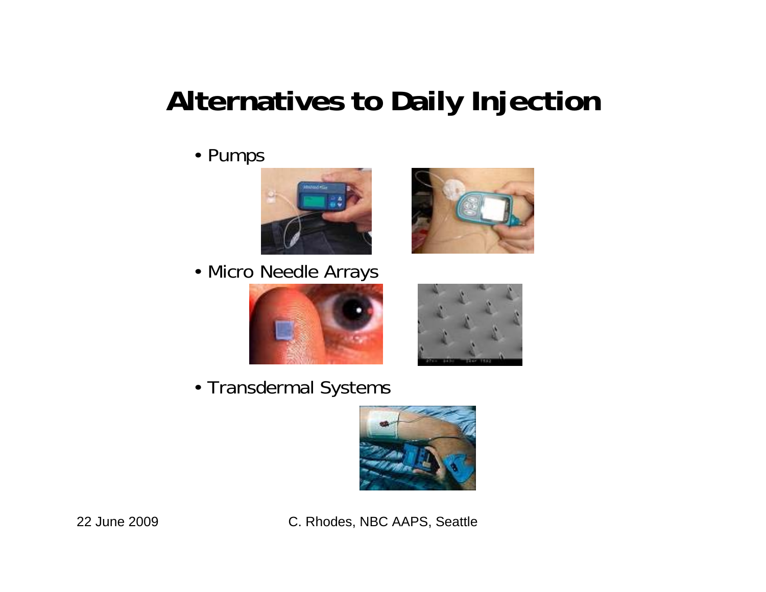# Alternatives to Daily Injection

- Pumps
- Micro Needle Arrays
- Transdermal Systems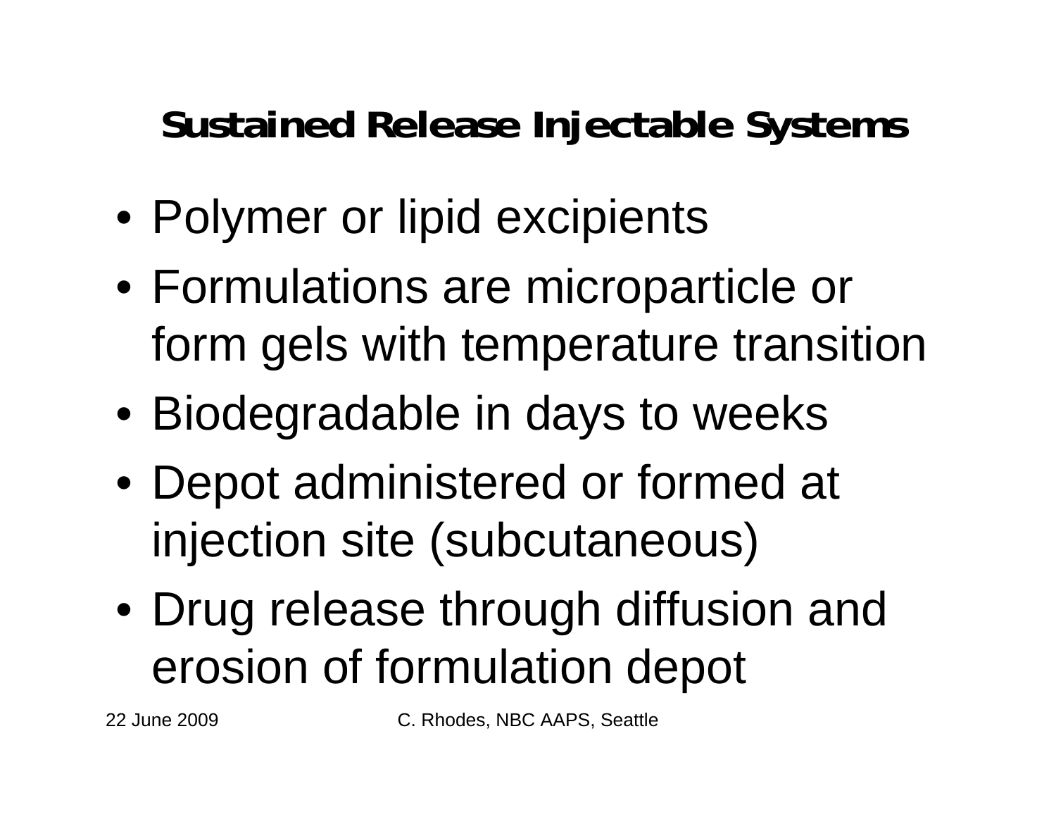# Sustained Release Injectable Systems

- Polymer or lipid excipients
- Formulations are microparticle or form gels with temperature transition
- Biodegradable in days to weeks
- Depot administered or formed at injection site (subcutaneous)
- Drug release through diffusion and erosion of formulation depot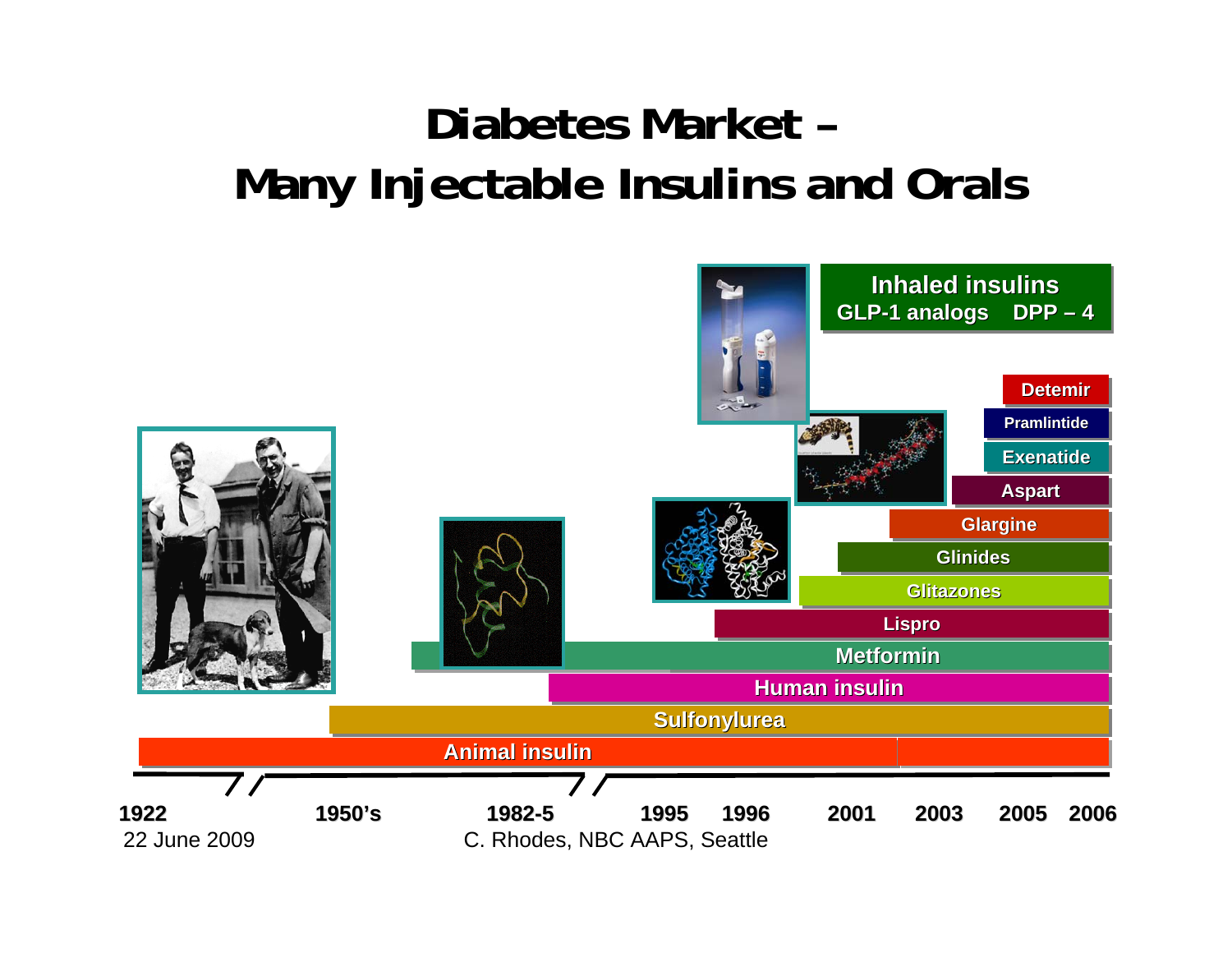# Diabetes Market – Many Injectable Insulins and Orals

Inhaled insulins
GLP-1 analogs DPP – 4

Detemir

Pramlintide

Exenatide

Aspart

Glargine

Glinides

Glitazones

Lispro

Metformin

Human insulin

Sulfonylurea

Animal insulin

1922 | 1950's | 1982-5 | 1995 | 1996 | 2001 | 2003 | 2005 | 2006

22 June 2009

C. Rhodes, NBC AAPS, Seattle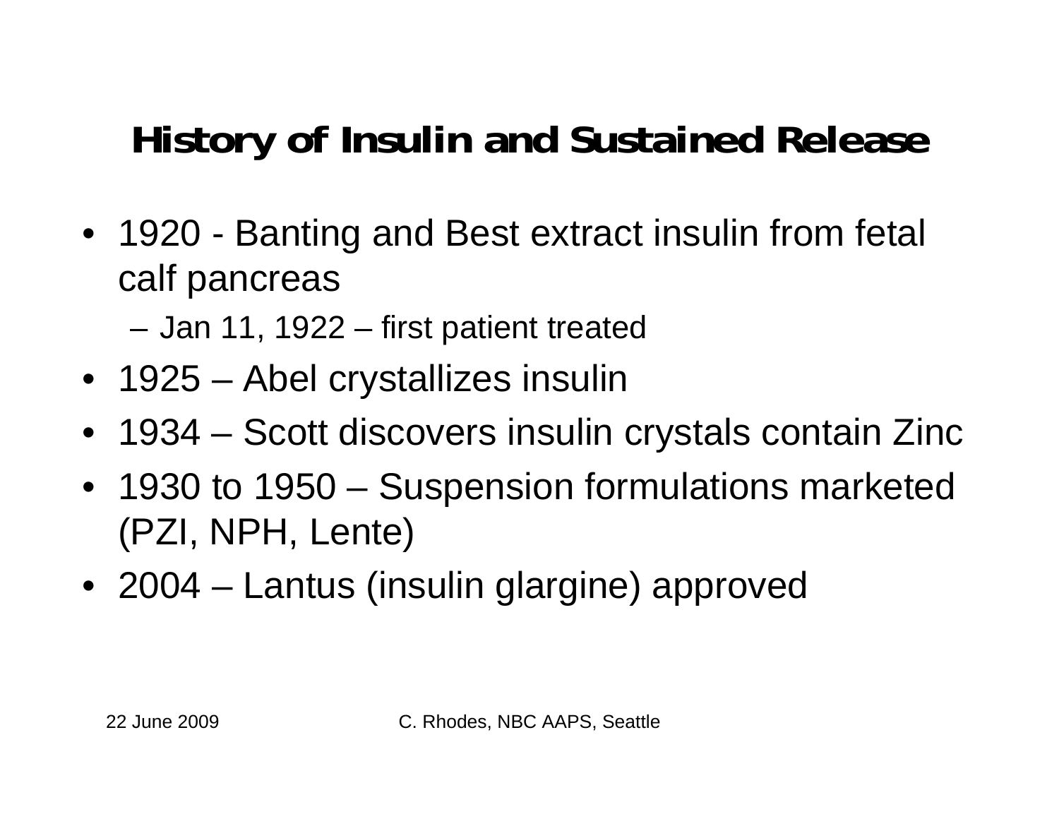# History of Insulin and Sustained Release

- 1920 - Banting and Best extract insulin from fetal calf pancreas
  - Jan 11, 1922 – first patient treated
- 1925 – Abel crystallizes insulin
- 1934 – Scott discovers insulin crystals contain Zinc
- 1930 to 1950 – Suspension formulations marketed (PZI, NPH, Lente)
- 2004 – Lantus (insulin glargine) approved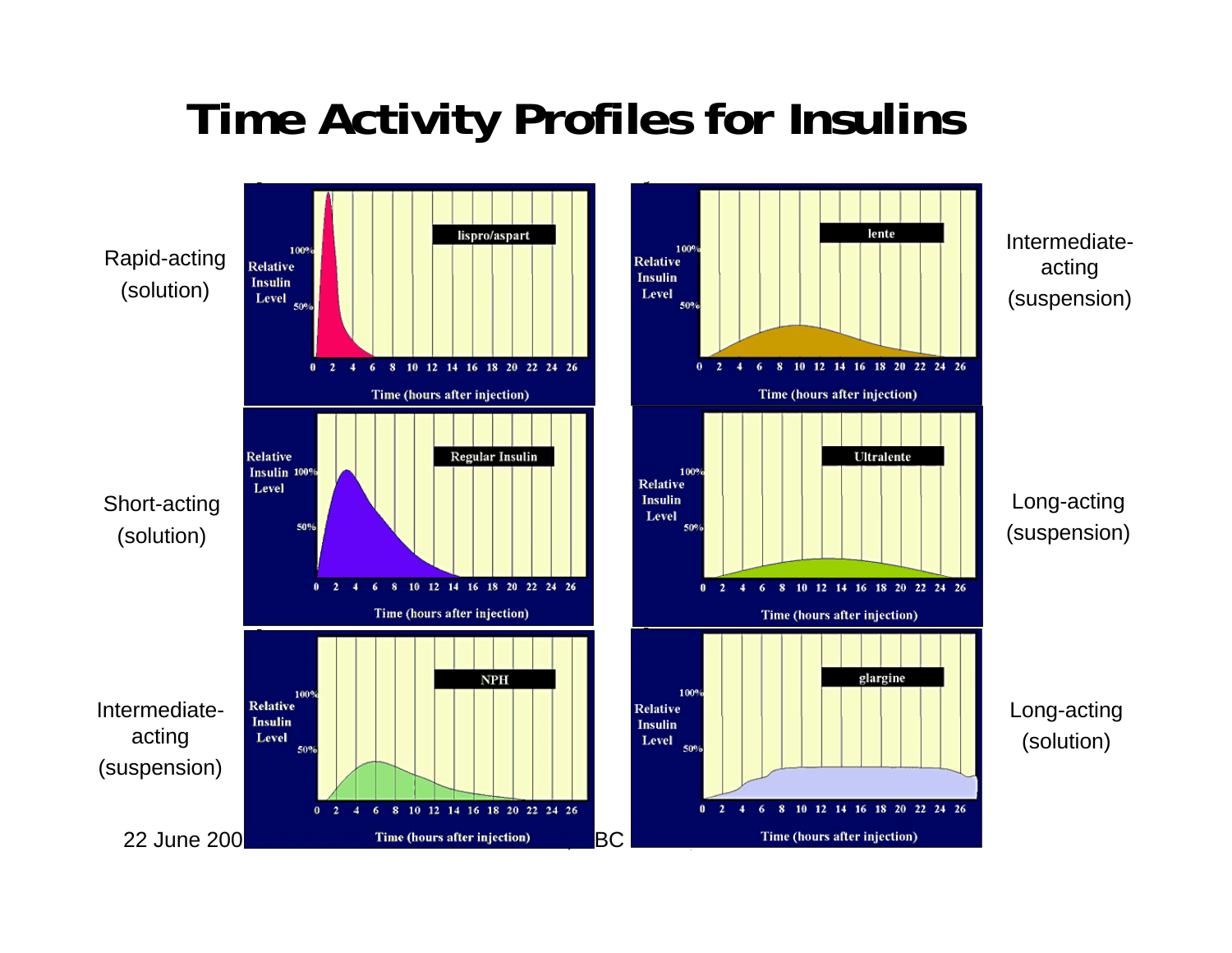# Time Activity Profiles for Insulins

Rapid-acting (solution)

lispro/aspart

Relative Insulin Level: 100%, 50%

Time (hours after injection): 0 2 4 6 8 10 12 14 16 18 20 22 24 26

Intermediate-acting (suspension)

lente

Relative Insulin Level: 100%, 50%

Time (hours after injection): 0 2 4 6 8 10 12 14 16 18 20 22 24 26

Short-acting (solution)

Regular Insulin

Relative Insulin Level: 100%, 50%

Time (hours after injection): 0 2 4 6 8 10 12 14 16 18 20 22 24 26

Long-acting (suspension)

Ultralente

Relative Insulin Level: 100%, 50%

Time (hours after injection): 0 2 4 6 8 10 12 14 16 18 20 22 24 26

Intermediate-acting (suspension)

NPH

Relative Insulin Level: 100%, 50%

Time (hours after injection): 0 2 4 6 8 10 12 14 16 18 20 22 24 26

Long-acting (solution)

glargine

Relative Insulin Level: 100%, 50%

Time (hours after injection): 0 2 4 6 8 10 12 14 16 18 20 22 24 26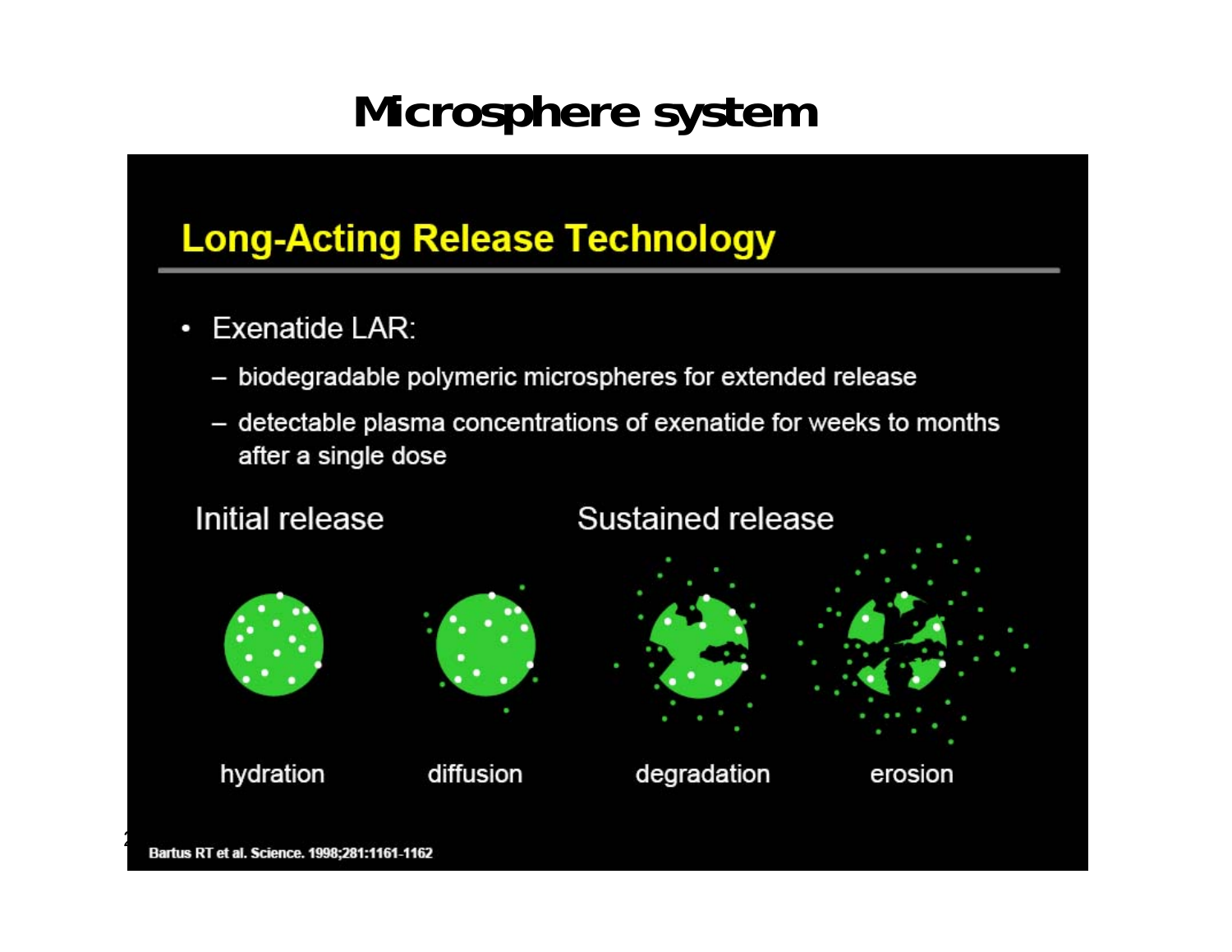# Microsphere system

## Long-Acting Release Technology

- Exenatide LAR:
  - biodegradable polymeric microspheres for extended release
  - detectable plasma concentrations of exenatide for weeks to months after a single dose

Initial release — Sustained release

hydration — diffusion — degradation — erosion

Bartus RT et al. Science. 1998;281:1161-1162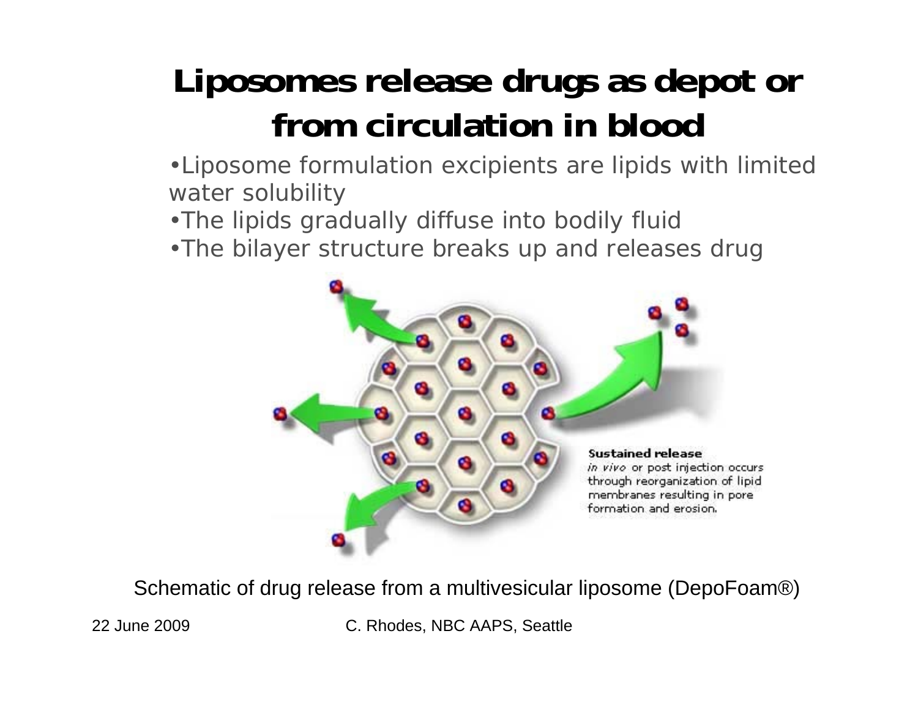# Liposomes release drugs as depot or from circulation in blood

- Liposome formulation excipients are lipids with limited water solubility
- The lipids gradually diffuse into bodily fluid
- The bilayer structure breaks up and releases drug

**Sustained release**
*in vivo* or post injection occurs through reorganization of lipid membranes resulting in pore formation and erosion.

Schematic of drug release from a multivesicular liposome (DepoFoam®)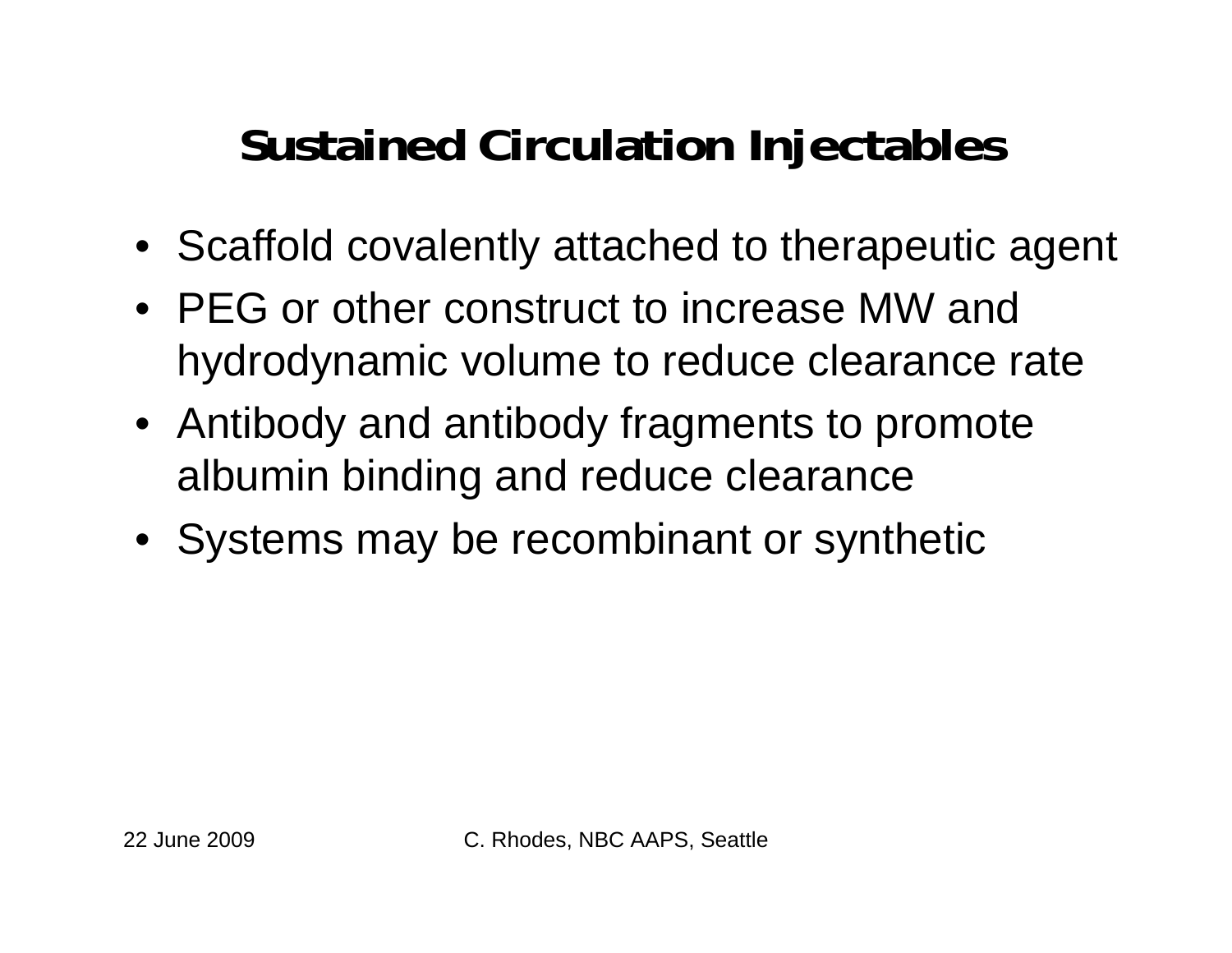# Sustained Circulation Injectables

- Scaffold covalently attached to therapeutic agent
- PEG or other construct to increase MW and hydrodynamic volume to reduce clearance rate
- Antibody and antibody fragments to promote albumin binding and reduce clearance
- Systems may be recombinant or synthetic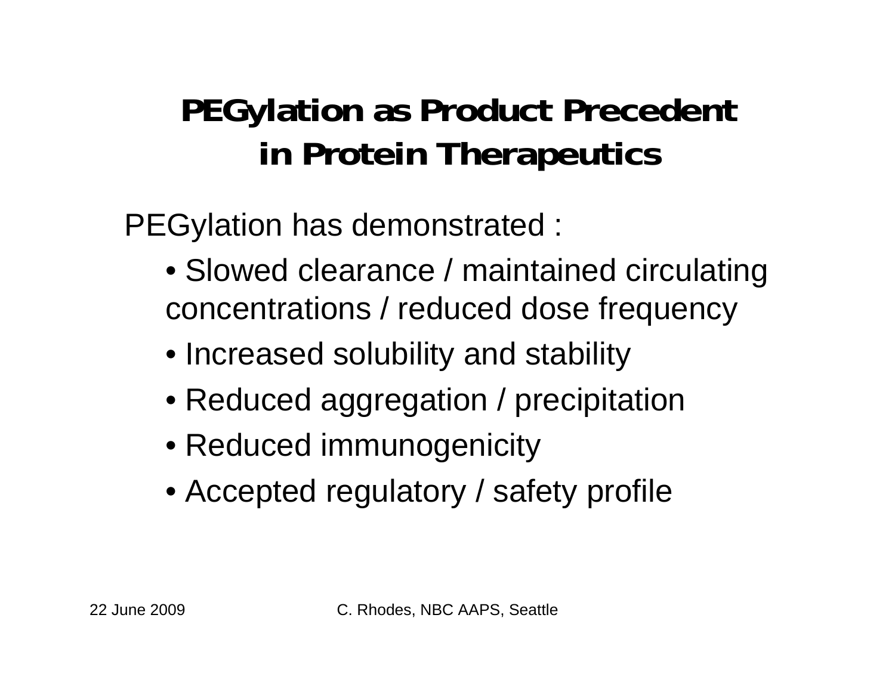# PEGylation as Product Precedent in Protein Therapeutics

PEGylation has demonstrated :

- Slowed clearance / maintained circulating concentrations / reduced dose frequency
- Increased solubility and stability
- Reduced aggregation / precipitation
- Reduced immunogenicity
- Accepted regulatory / safety profile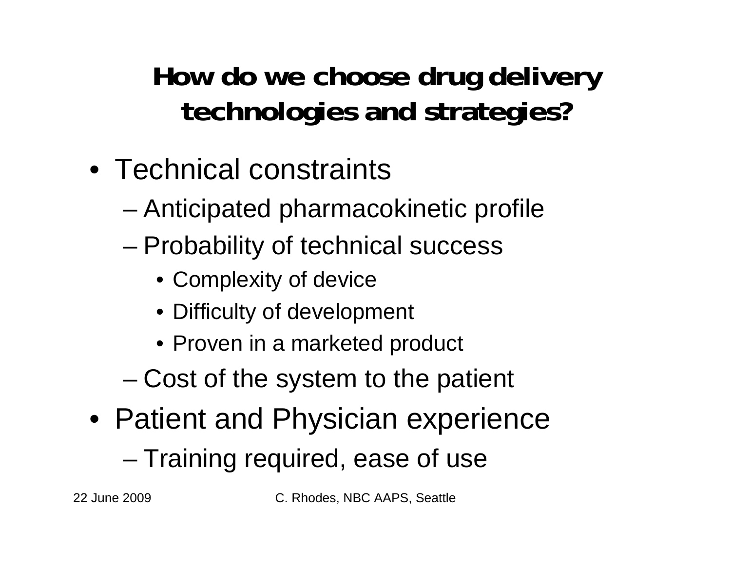# How do we choose drug delivery technologies and strategies?

- Technical constraints
  - Anticipated pharmacokinetic profile
  - Probability of technical success
    - Complexity of device
    - Difficulty of development
    - Proven in a marketed product
  - Cost of the system to the patient
- Patient and Physician experience
  - Training required, ease of use